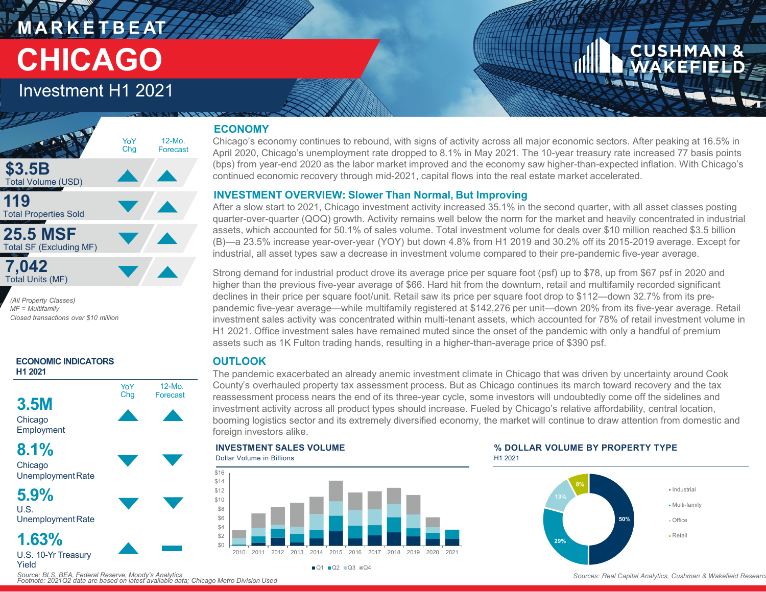# MARKETBEAT

# CHICAGO

## Investment H1 2021

| | YoY Chg | 12-Mo. Forecast |
|---|---|---|
| **$3.5B** Total Volume (USD) | ▲ | ▲ |
| **119** Total Properties Sold | ▼ | ▲ |
| **25.5 MSF** Total SF (Excluding MF) | ▼ | ▲ |
| **7,042** Total Units (MF) | ▼ | ▲ |

*(All Property Classes)*
*MF = Multifamily*
*Closed transactions over $10 million*

### ECONOMIC INDICATORS H1 2021

| | YoY Chg | 12-Mo. Forecast |
|---|---|---|
| **3.5M** Chicago Employment | ▲ | ▲ |
| **8.1%** Chicago Unemployment Rate | ▼ | ▼ |
| **5.9%** U.S. Unemployment Rate | ▼ | ▼ |
| **1.63%** U.S. 10-Yr Treasury Yield | ▲ | ▬ |

*Source: BLS, BEA, Federal Reserve, Moody's Analytics*
*Footnote: 2021Q2 data are based on latest available data; Chicago Metro Division Used*

## ECONOMY

Chicago's economy continues to rebound, with signs of activity across all major economic sectors. After peaking at 16.5% in April 2020, Chicago's unemployment rate dropped to 8.1% in May 2021. The 10-year treasury rate increased 77 basis points (bps) from year-end 2020 as the labor market improved and the economy saw higher-than-expected inflation. With Chicago's continued economic recovery through mid-2021, capital flows into the real estate market accelerated.

## INVESTMENT OVERVIEW: Slower Than Normal, But Improving

After a slow start to 2021, Chicago investment activity increased 35.1% in the second quarter, with all asset classes posting quarter-over-quarter (QOQ) growth. Activity remains well below the norm for the market and heavily concentrated in industrial assets, which accounted for 50.1% of sales volume. Total investment volume for deals over $10 million reached $3.5 billion (B)—a 23.5% increase year-over-year (YOY) but down 4.8% from H1 2019 and 30.2% off its 2015-2019 average. Except for industrial, all asset types saw a decrease in investment volume compared to their pre-pandemic five-year average.

Strong demand for industrial product drove its average price per square foot (psf) up to $78, up from $67 psf in 2020 and higher than the previous five-year average of $66. Hard hit from the downturn, retail and multifamily recorded significant declines in their price per square foot/unit. Retail saw its price per square foot drop to $112—down 32.7% from its pre-pandemic five-year average—while multifamily registered at $142,276 per unit—down 20% from its five-year average. Retail investment sales activity was concentrated within multi-tenant assets, which accounted for 78% of retail investment volume in H1 2021. Office investment sales have remained muted since the onset of the pandemic with only a handful of premium assets such as 1K Fulton trading hands, resulting in a higher-than-average price of $390 psf.

## OUTLOOK

The pandemic exacerbated an already anemic investment climate in Chicago that was driven by uncertainty around Cook County's overhauled property tax assessment process. But as Chicago continues its march toward recovery and the tax reassessment process nears the end of its three-year cycle, some investors will undoubtedly come off the sidelines and investment activity across all product types should increase. Fueled by Chicago's relative affordability, central location, booming logistics sector and its extremely diversified economy, the market will continue to draw attention from domestic and foreign investors alike.

### INVESTMENT SALES VOLUME

Dollar Volume in Billions

Bar chart by year (2010–2021), stacked by quarter (Q1, Q2, Q3, Q4); y-axis $0–$16.

### % DOLLAR VOLUME BY PROPERTY TYPE

H1 2021

| Property Type | Share |
|---|---|
| Industrial | 50% |
| Multi-family | 29% |
| Office | 13% |
| Retail | 8% |

*Sources: Real Capital Analytics, Cushman & Wakefield Research*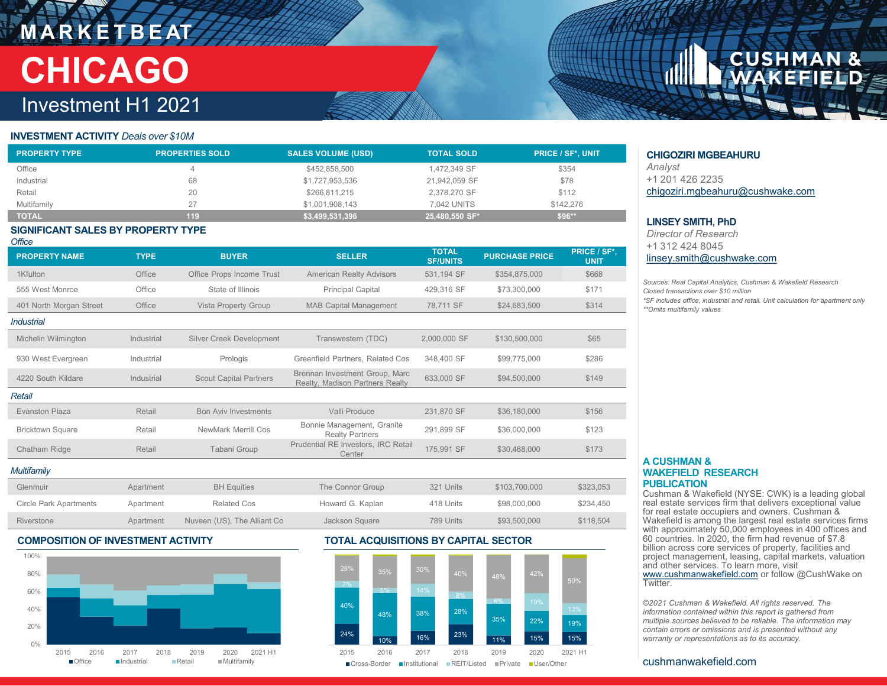# MARKETBEAT

# CHICAGO

## Investment H1 2021

### INVESTMENT ACTIVITY *Deals over $10M*

| PROPERTY TYPE | PROPERTIES SOLD | SALES VOLUME (USD) | TOTAL SOLD | PRICE / SF*, UNIT |
|---|---|---|---|---|
| Office | 4 | $452,858,500 | 1,472,349 SF | $354 |
| Industrial | 68 | $1,727,953,536 | 21,942,059 SF | $78 |
| Retail | 20 | $266,811,215 | 2,378,270 SF | $112 |
| Multifamily | 27 | $1,001,908,143 | 7,042 UNITS | $142,276 |
| **TOTAL** | **119** | **$3,499,531,396** | **25,480,550 SF*** | **$96**** |

### SIGNIFICANT SALES BY PROPERTY TYPE

| PROPERTY NAME | TYPE | BUYER | SELLER | TOTAL SF/UNITS | PURCHASE PRICE | PRICE / SF*, UNIT |
|---|---|---|---|---|---|---|
| *Office* | | | | | | |
| 1Kfulton | Office | Office Props Income Trust | American Realty Advisors | 531,194 SF | $354,875,000 | $668 |
| 555 West Monroe | Office | State of Illinois | Principal Capital | 429,316 SF | $73,300,000 | $171 |
| 401 North Morgan Street | Office | Vista Property Group | MAB Capital Management | 78,711 SF | $24,683,500 | $314 |
| *Industrial* | | | | | | |
| Michelin Wilmington | Industrial | Silver Creek Development | Transwestern (TDC) | 2,000,000 SF | $130,500,000 | $65 |
| 930 West Evergreen | Industrial | Prologis | Greenfield Partners, Related Cos | 348,400 SF | $99,775,000 | $286 |
| 4220 South Kildare | Industrial | Scout Capital Partners | Brennan Investment Group, Marc Realty, Madison Partners Realty | 633,000 SF | $94,500,000 | $149 |
| *Retail* | | | | | | |
| Evanston Plaza | Retail | Bon Aviv Investments | Valli Produce | 231,870 SF | $36,180,000 | $156 |
| Bricktown Square | Retail | NewMark Merrill Cos | Bonnie Management, Granite Realty Partners | 291,899 SF | $36,000,000 | $123 |
| Chatham Ridge | Retail | Tabani Group | Prudential RE Investors, IRC Retail Center | 175,991 SF | $30,468,000 | $173 |
| *Multifamily* | | | | | | |
| Glenmuir | Apartment | BH Equities | The Connor Group | 321 Units | $103,700,000 | $323,053 |
| Circle Park Apartments | Apartment | Related Cos | Howard G. Kaplan | 418 Units | $98,000,000 | $234,450 |
| Riverstone | Apartment | Nuveen (US), The Alliant Co | Jackson Square | 789 Units | $93,500,000 | $118,504 |

### COMPOSITION OF INVESTMENT ACTIVITY

100%
80%
60%
40%
20%
0%
2015 2016 2017 2018 2019 2020 2021 H1
Office Industrial Retail Multifamily

### TOTAL ACQUISITIONS BY CAPITAL SECTOR

2015: 28%, 7%, 40%, 24%
2016: 35%, 5%, 48%, 10%
2017: 30%, 14%, 38%, 16%
2018: 40%, 8%, 28%, 23%
2019: 48%, 6%, 35%, 11%
2020: 42%, 19%, 22%, 15%
2021 H1: 50%, 13%, 19%, 15%
Cross-Border Institutional REIT/Listed Private User/Other

**CHIGOZIRI MGBEAHURU**
*Analyst*
+1 201 426 2235
chigoziri.mgbeahuru@cushwake.com

**LINSEY SMITH, PhD**
*Director of Research*
+1 312 424 8045
linsey.smith@cushwake.com

*Sources: Real Capital Analytics, Cushman & Wakefield Research*
*Closed transactions over $10 million*
*\*SF includes office, industrial and retail. Unit calculation for apartment only*
*\*\*Omits multifamily values*

### A CUSHMAN & WAKEFIELD RESEARCH PUBLICATION

Cushman & Wakefield (NYSE: CWK) is a leading global real estate services firm that delivers exceptional value for real estate occupiers and owners. Cushman & Wakefield is among the largest real estate services firms with approximately 50,000 employees in 400 offices and 60 countries. In 2020, the firm had revenue of $7.8 billion across core services of property, facilities and project management, leasing, capital markets, valuation and other services. To learn more, visit www.cushmanwakefield.com or follow @CushWake on Twitter.

*©2021 Cushman & Wakefield. All rights reserved. The information contained within this report is gathered from multiple sources believed to be reliable. The information may contain errors or omissions and is presented without any warranty or representations as to its accuracy.*

cushmanwakefield.com